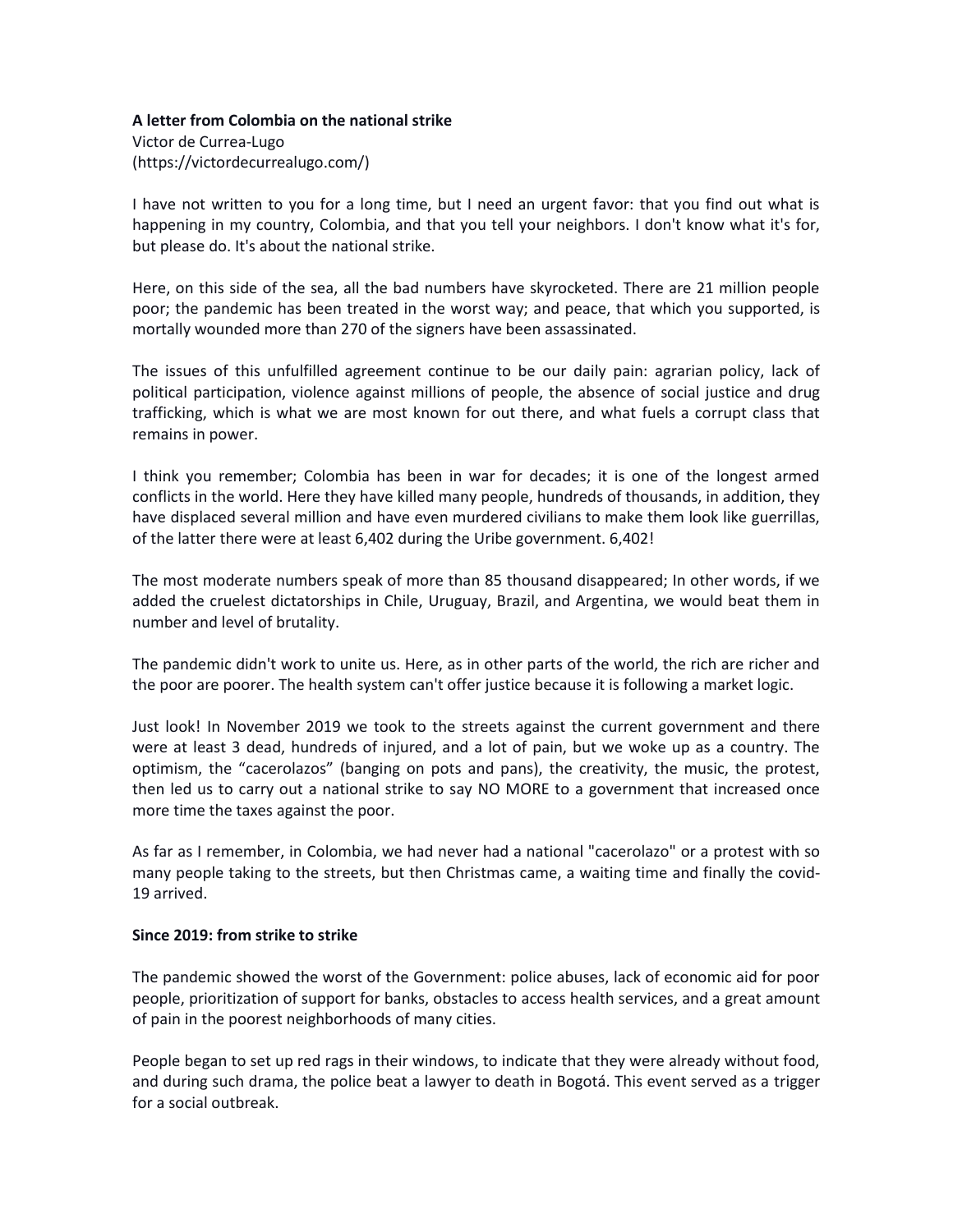**A letter from Colombia on the national strike**

Victor de Currea-Lugo
(https://victordecurrealugo.com/)

I have not written to you for a long time, but I need an urgent favor: that you find out what is happening in my country, Colombia, and that you tell your neighbors. I don't know what it's for, but please do. It's about the national strike.

Here, on this side of the sea, all the bad numbers have skyrocketed. There are 21 million people poor; the pandemic has been treated in the worst way; and peace, that which you supported, is mortally wounded more than 270 of the signers have been assassinated.

The issues of this unfulfilled agreement continue to be our daily pain: agrarian policy, lack of political participation, violence against millions of people, the absence of social justice and drug trafficking, which is what we are most known for out there, and what fuels a corrupt class that remains in power.

I think you remember; Colombia has been in war for decades; it is one of the longest armed conflicts in the world. Here they have killed many people, hundreds of thousands, in addition, they have displaced several million and have even murdered civilians to make them look like guerrillas, of the latter there were at least 6,402 during the Uribe government. 6,402!

The most moderate numbers speak of more than 85 thousand disappeared; In other words, if we added the cruelest dictatorships in Chile, Uruguay, Brazil, and Argentina, we would beat them in number and level of brutality.

The pandemic didn't work to unite us. Here, as in other parts of the world, the rich are richer and the poor are poorer. The health system can't offer justice because it is following a market logic.

Just look! In November 2019 we took to the streets against the current government and there were at least 3 dead, hundreds of injured, and a lot of pain, but we woke up as a country. The optimism, the "cacerolazos" (banging on pots and pans), the creativity, the music, the protest, then led us to carry out a national strike to say NO MORE to a government that increased once more time the taxes against the poor.

As far as I remember, in Colombia, we had never had a national "cacerolazo" or a protest with so many people taking to the streets, but then Christmas came, a waiting time and finally the covid-19 arrived.

**Since 2019: from strike to strike**

The pandemic showed the worst of the Government: police abuses, lack of economic aid for poor people, prioritization of support for banks, obstacles to access health services, and a great amount of pain in the poorest neighborhoods of many cities.

People began to set up red rags in their windows, to indicate that they were already without food, and during such drama, the police beat a lawyer to death in Bogotá. This event served as a trigger for a social outbreak.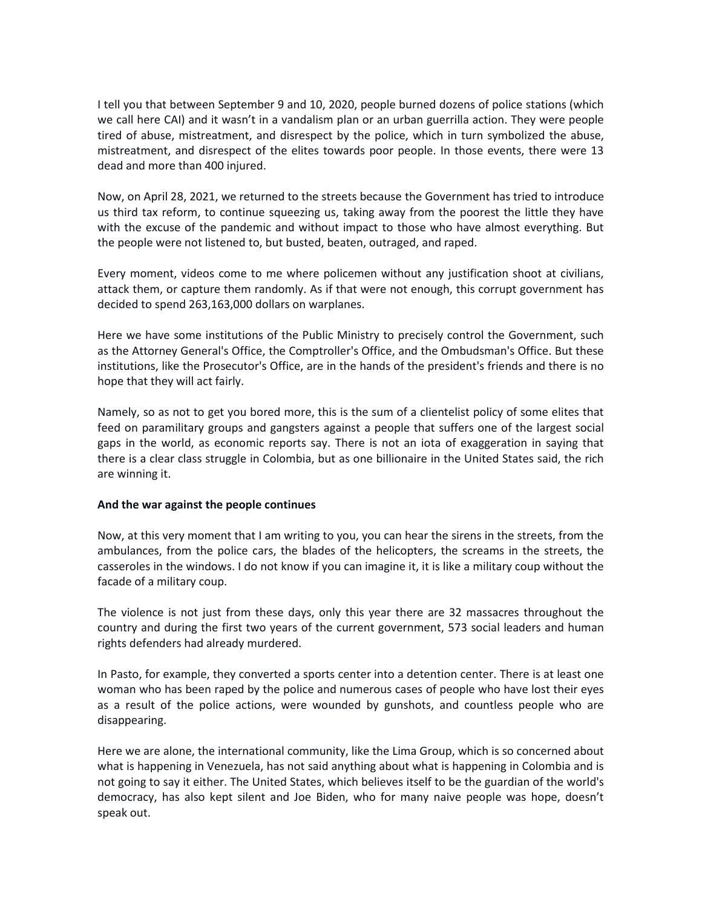I tell you that between September 9 and 10, 2020, people burned dozens of police stations (which we call here CAI) and it wasn't in a vandalism plan or an urban guerrilla action. They were people tired of abuse, mistreatment, and disrespect by the police, which in turn symbolized the abuse, mistreatment, and disrespect of the elites towards poor people. In those events, there were 13 dead and more than 400 injured.

Now, on April 28, 2021, we returned to the streets because the Government has tried to introduce us third tax reform, to continue squeezing us, taking away from the poorest the little they have with the excuse of the pandemic and without impact to those who have almost everything. But the people were not listened to, but busted, beaten, outraged, and raped.

Every moment, videos come to me where policemen without any justification shoot at civilians, attack them, or capture them randomly. As if that were not enough, this corrupt government has decided to spend 263,163,000 dollars on warplanes.

Here we have some institutions of the Public Ministry to precisely control the Government, such as the Attorney General's Office, the Comptroller's Office, and the Ombudsman's Office. But these institutions, like the Prosecutor's Office, are in the hands of the president's friends and there is no hope that they will act fairly.

Namely, so as not to get you bored more, this is the sum of a clientelist policy of some elites that feed on paramilitary groups and gangsters against a people that suffers one of the largest social gaps in the world, as economic reports say. There is not an iota of exaggeration in saying that there is a clear class struggle in Colombia, but as one billionaire in the United States said, the rich are winning it.

**And the war against the people continues**

Now, at this very moment that I am writing to you, you can hear the sirens in the streets, from the ambulances, from the police cars, the blades of the helicopters, the screams in the streets, the casseroles in the windows. I do not know if you can imagine it, it is like a military coup without the facade of a military coup.

The violence is not just from these days, only this year there are 32 massacres throughout the country and during the first two years of the current government, 573 social leaders and human rights defenders had already murdered.

In Pasto, for example, they converted a sports center into a detention center. There is at least one woman who has been raped by the police and numerous cases of people who have lost their eyes as a result of the police actions, were wounded by gunshots, and countless people who are disappearing.

Here we are alone, the international community, like the Lima Group, which is so concerned about what is happening in Venezuela, has not said anything about what is happening in Colombia and is not going to say it either. The United States, which believes itself to be the guardian of the world's democracy, has also kept silent and Joe Biden, who for many naive people was hope, doesn't speak out.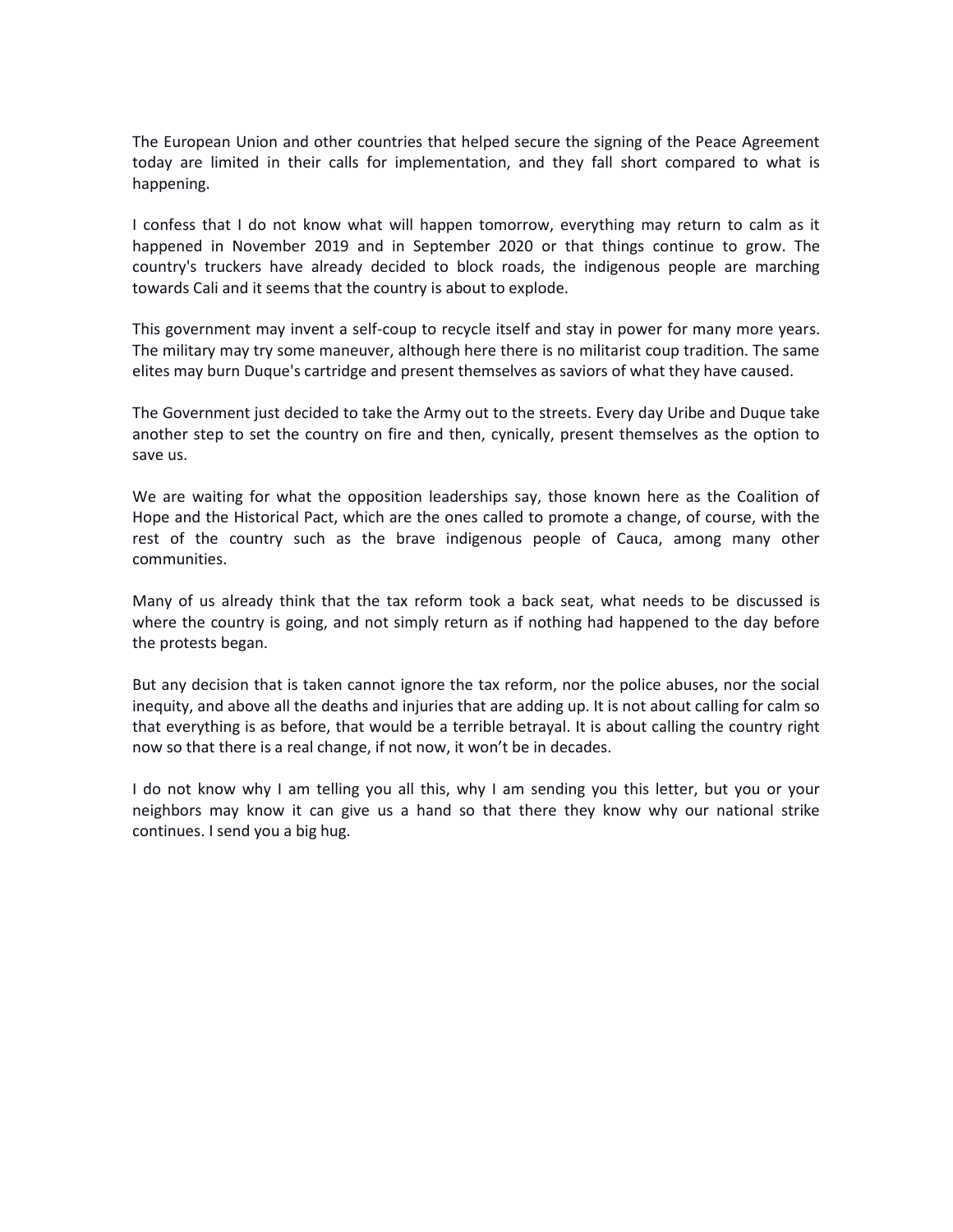The European Union and other countries that helped secure the signing of the Peace Agreement today are limited in their calls for implementation, and they fall short compared to what is happening.

I confess that I do not know what will happen tomorrow, everything may return to calm as it happened in November 2019 and in September 2020 or that things continue to grow. The country's truckers have already decided to block roads, the indigenous people are marching towards Cali and it seems that the country is about to explode.

This government may invent a self-coup to recycle itself and stay in power for many more years. The military may try some maneuver, although here there is no militarist coup tradition. The same elites may burn Duque's cartridge and present themselves as saviors of what they have caused.

The Government just decided to take the Army out to the streets. Every day Uribe and Duque take another step to set the country on fire and then, cynically, present themselves as the option to save us.

We are waiting for what the opposition leaderships say, those known here as the Coalition of Hope and the Historical Pact, which are the ones called to promote a change, of course, with the rest of the country such as the brave indigenous people of Cauca, among many other communities.

Many of us already think that the tax reform took a back seat, what needs to be discussed is where the country is going, and not simply return as if nothing had happened to the day before the protests began.

But any decision that is taken cannot ignore the tax reform, nor the police abuses, nor the social inequity, and above all the deaths and injuries that are adding up. It is not about calling for calm so that everything is as before, that would be a terrible betrayal. It is about calling the country right now so that there is a real change, if not now, it won't be in decades.

I do not know why I am telling you all this, why I am sending you this letter, but you or your neighbors may know it can give us a hand so that there they know why our national strike continues. I send you a big hug.